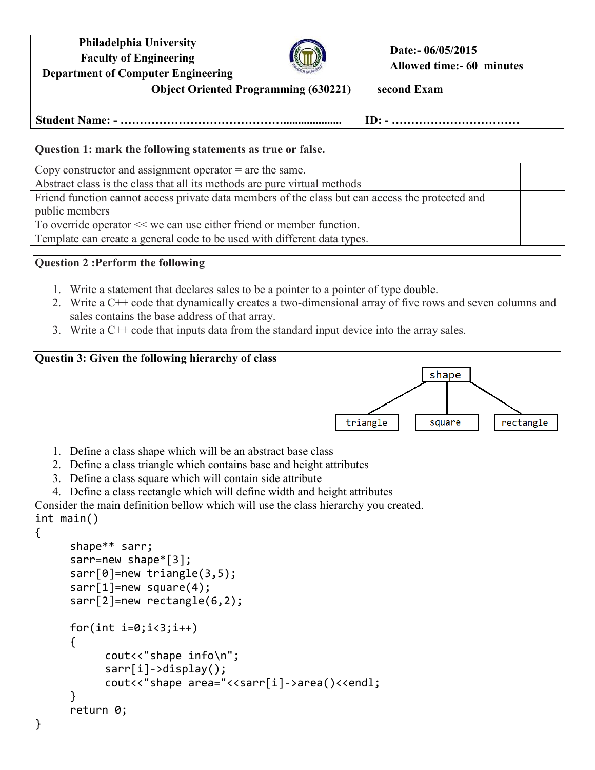| Philadelphia University<br>Faculty of Engineering<br>Department of Computer Engineering | | Date:- 06/05/2015<br>Allowed time:- 60 minutes |
|---|---|---|

**Object Oriented Programming (630221) second Exam**

**Student Name: - ……………………………………................... ID: - ……………………………**

**Question 1: mark the following statements as true or false.**

| Statement | |
|---|---|
| Copy constructor and assignment operator = are the same. | |
| Abstract class is the class that all its methods are pure virtual methods | |
| Friend function cannot access private data members of the class but can access the protected and public members | |
| To override operator << we can use either friend or member function. | |
| Template can create a general code to be used with different data types. | |

**Question 2 :Perform the following**

1. Write a statement that declares sales to be a pointer to a pointer of type double.
2. Write a C++ code that dynamically creates a two-dimensional array of five rows and seven columns and sales contains the base address of that array.
3. Write a C++ code that inputs data from the standard input device into the array sales.

**Questin 3: Given the following hierarchy of class**

```
              shape
      /         |         \
triangle     square     rectangle
```

1. Define a class shape which will be an abstract base class
2. Define a class triangle which contains base and height attributes
3. Define a class square which will contain side attribute
4. Define a class rectangle which will define width and height attributes

Consider the main definition bellow which will use the class hierarchy you created.

```
int main()
{
      shape** sarr;
      sarr=new shape*[3];
      sarr[0]=new triangle(3,5);
      sarr[1]=new square(4);
      sarr[2]=new rectangle(6,2);

      for(int i=0;i<3;i++)
      {
            cout<<"shape info\n";
            sarr[i]->display();
            cout<<"shape area="<<sarr[i]->area()<<endl;
      }
      return 0;
}
```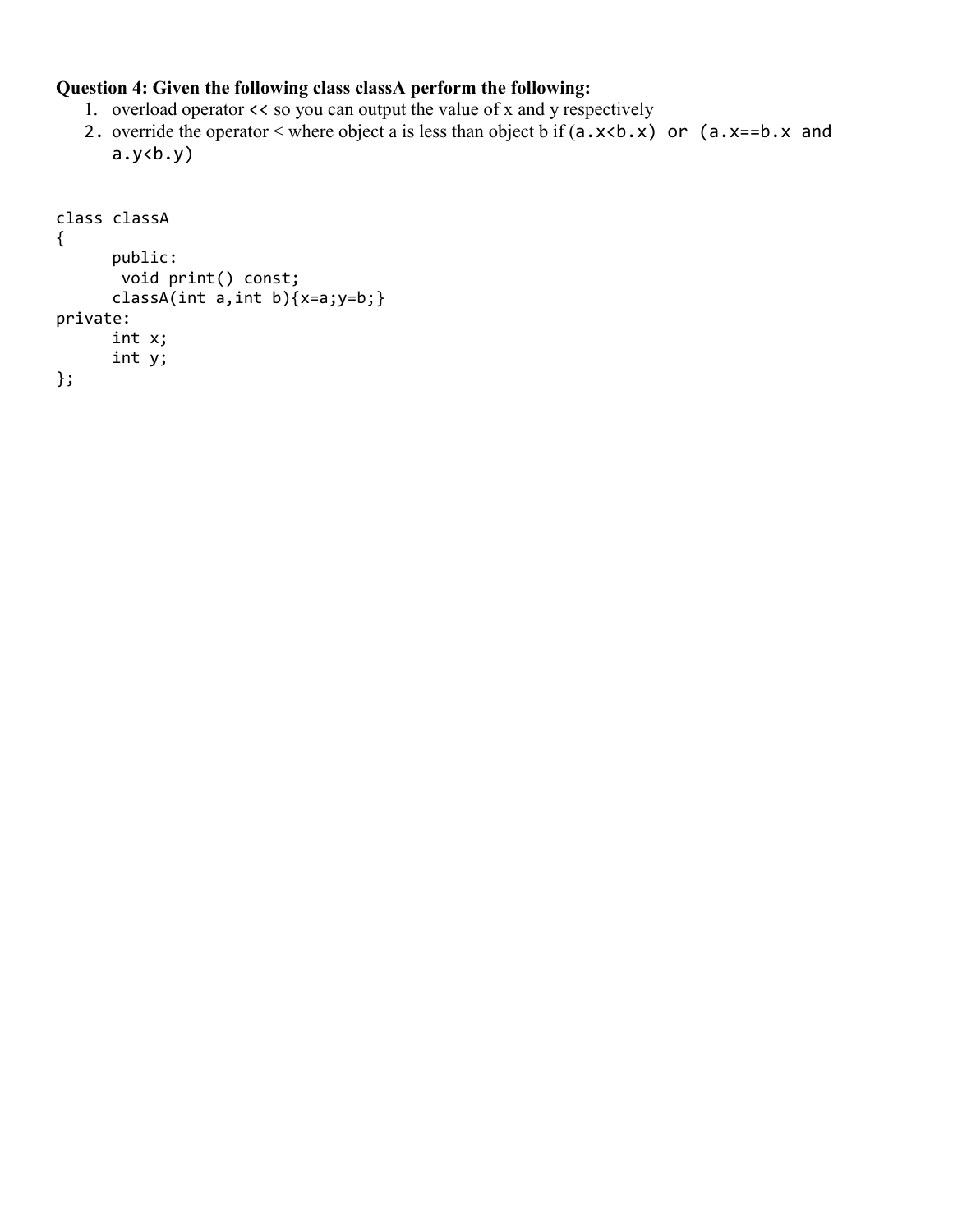**Question 4: Given the following class classA perform the following:**

1. overload operator `<<` so you can output the value of x and y respectively
2. override the operator < where object a is less than object b if `(a.x<b.x) or (a.x==b.x and a.y<b.y)`

```
class classA
{
      public:
       void print() const;
      classA(int a,int b){x=a;y=b;}
private:
      int x;
      int y;
};
```